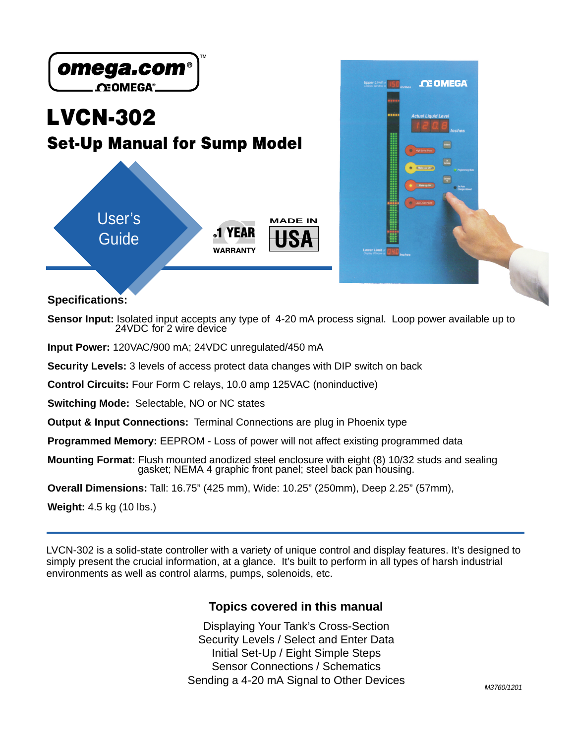omega.com®

ΩEOMEGA®

# LVCN-302

## Set-Up Manual for Sump Model

User's Guide

1 YEAR WARRANTY

MADE IN USA

### Specifications:

**Sensor Input:** Isolated input accepts any type of 4-20 mA process signal. Loop power available up to 24VDC for 2 wire device

**Input Power:** 120VAC/900 mA; 24VDC unregulated/450 mA

**Security Levels:** 3 levels of access protect data changes with DIP switch on back

**Control Circuits:** Four Form C relays, 10.0 amp 125VAC (noninductive)

**Switching Mode:** Selectable, NO or NC states

**Output & Input Connections:** Terminal Connections are plug in Phoenix type

**Programmed Memory:** EEPROM - Loss of power will not affect existing programmed data

**Mounting Format:** Flush mounted anodized steel enclosure with eight (8) 10/32 studs and sealing gasket; NEMA 4 graphic front panel; steel back pan housing.

**Overall Dimensions:** Tall: 16.75" (425 mm), Wide: 10.25" (250mm), Deep 2.25" (57mm),

**Weight:** 4.5 kg (10 lbs.)

---

LVCN-302 is a solid-state controller with a variety of unique control and display features. It's designed to simply present the crucial information, at a glance. It's built to perform in all types of harsh industrial environments as well as control alarms, pumps, solenoids, etc.

### Topics covered in this manual

Displaying Your Tank's Cross-Section
Security Levels / Select and Enter Data
Initial Set-Up / Eight Simple Steps
Sensor Connections / Schematics
Sending a 4-20 mA Signal to Other Devices

M3760/1201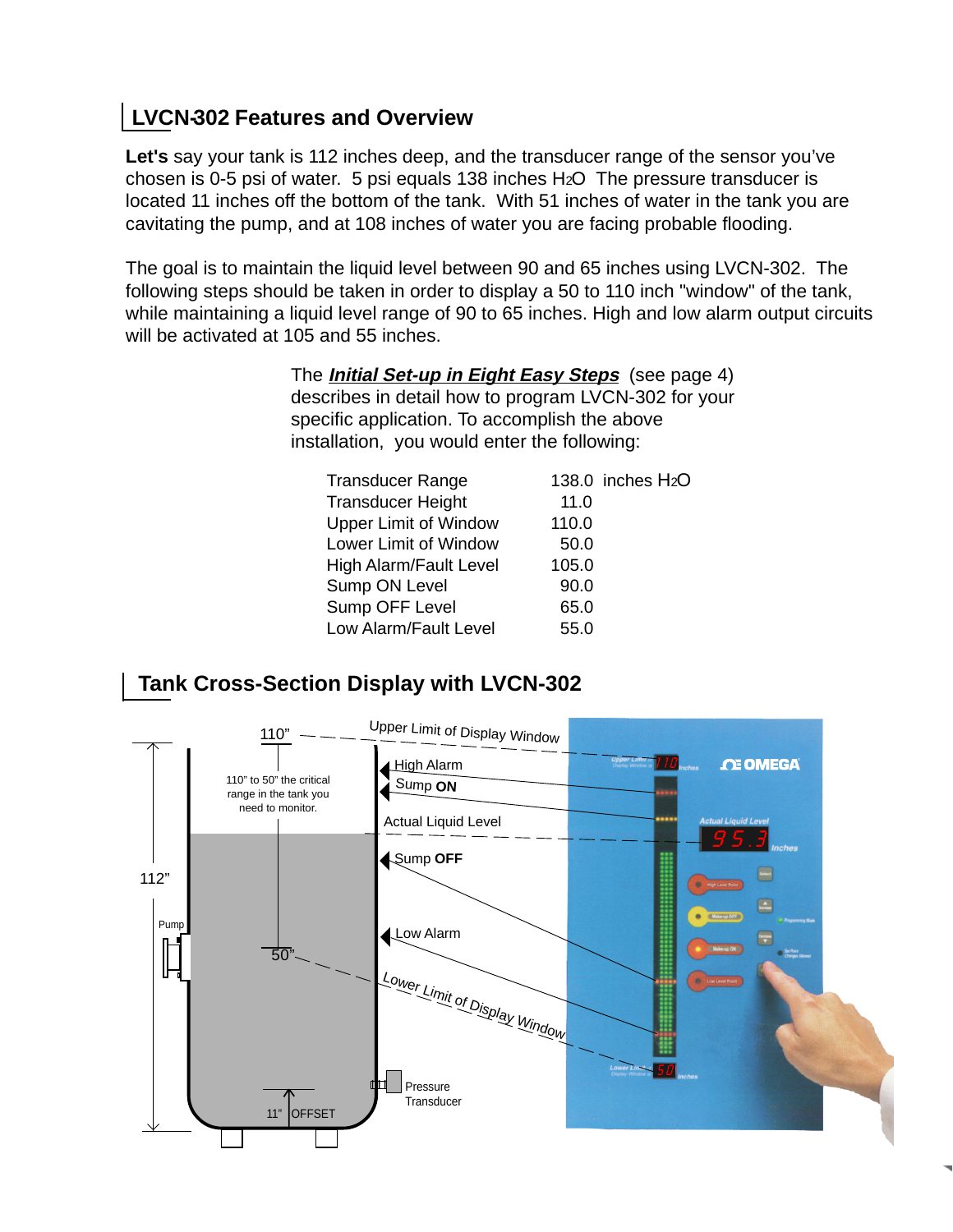## LVCN-302 Features and Overview

**Let's** say your tank is 112 inches deep, and the transducer range of the sensor you've chosen is 0-5 psi of water. 5 psi equals 138 inches $H_2O$ The pressure transducer is located 11 inches off the bottom of the tank. With 51 inches of water in the tank you are cavitating the pump, and at 108 inches of water you are facing probable flooding.

The goal is to maintain the liquid level between 90 and 65 inches using LVCN-302. The following steps should be taken in order to display a 50 to 110 inch "window" of the tank, while maintaining a liquid level range of 90 to 65 inches. High and low alarm output circuits will be activated at 105 and 55 inches.

The ***Initial Set-up in Eight Easy Steps*** (see page 4) describes in detail how to program LVCN-302 for your specific application. To accomplish the above installation, you would enter the following:

| | |
|---|---|
| Transducer Range | 138.0 inches $H_2O$ |
| Transducer Height | 11.0 |
| Upper Limit of Window | 110.0 |
| Lower Limit of Window | 50.0 |
| High Alarm/Fault Level | 105.0 |
| Sump ON Level | 90.0 |
| Sump OFF Level | 65.0 |
| Low Alarm/Fault Level | 55.0 |

## Tank Cross-Section Display with LVCN-302

110" — Upper Limit of Display Window

110" to 50" the critical range in the tank you need to monitor.

High Alarm

Sump **ON**

Actual Liquid Level

Sump **OFF**

Low Alarm

112"

Pump

50" — Lower Limit of Display Window

Pressure Transducer

11" OFFSET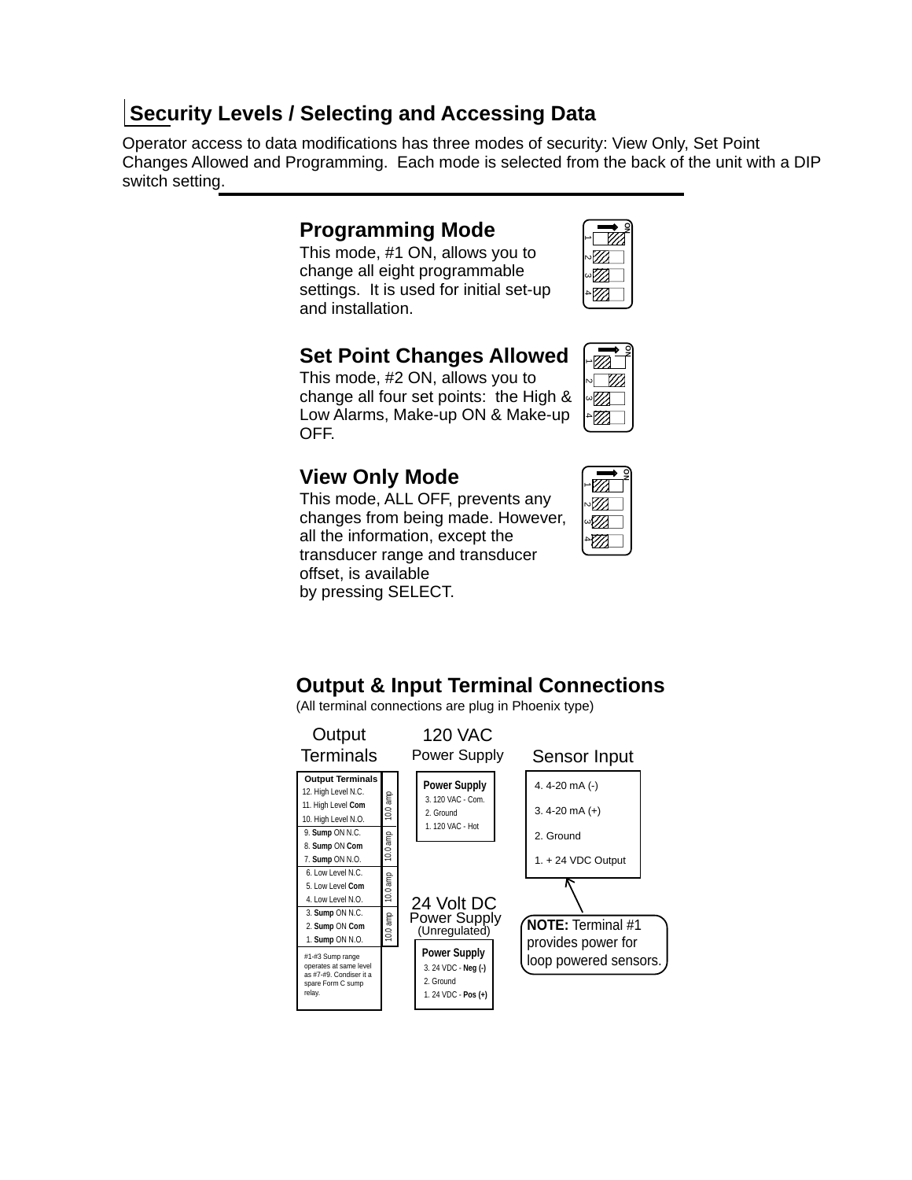## Security Levels / Selecting and Accessing Data

Operator access to data modifications has three modes of security: View Only, Set Point Changes Allowed and Programming. Each mode is selected from the back of the unit with a DIP switch setting.

### Programming Mode

This mode, #1 ON, allows you to change all eight programmable settings. It is used for initial set-up and installation.

### Set Point Changes Allowed

This mode, #2 ON, allows you to change all four set points: the High & Low Alarms, Make-up ON & Make-up OFF.

### View Only Mode

This mode, ALL OFF, prevents any changes from being made. However, all the information, except the transducer range and transducer offset, is available by pressing SELECT.

## Output & Input Terminal Connections

(All terminal connections are plug in Phoenix type)

### Output Terminals

| Output Terminals | |
|---|---|
| 12. High Level N.C. | 10.0 amp |
| 11. High Level **Com** | |
| 10. High Level N.O. | |
| 9. **Sump** ON N.C. | 10.0 amp |
| 8. **Sump** ON **Com** | |
| 7. **Sump** ON N.O. | |
| 6. Low Level N.C. | 10.0 amp |
| 5. Low Level **Com** | |
| 4. Low Level N.O. | |
| 3. **Sump** ON N.C. | 10.0 amp |
| 2. **Sump** ON **Com** | |
| 1. **Sump** ON N.O. | |

#1-#3 Sump range operates at same level as #7-#9. Condiser it a spare Form C sump relay.

### 120 VAC Power Supply

| Power Supply |
|---|
| 3. 120 VAC - Com. |
| 2. Ground |
| 1. 120 VAC - Hot |

### 24 Volt DC Power Supply (Unregulated)

| Power Supply |
|---|
| 3. 24 VDC - **Neg (-)** |
| 2. Ground |
| 1. 24 VDC - **Pos (+)** |

### Sensor Input

| Sensor Input |
|---|
| 4. 4-20 mA (-) |
| 3. 4-20 mA (+) |
| 2. Ground |
| 1. + 24 VDC Output |

**NOTE:** Terminal #1 provides power for loop powered sensors.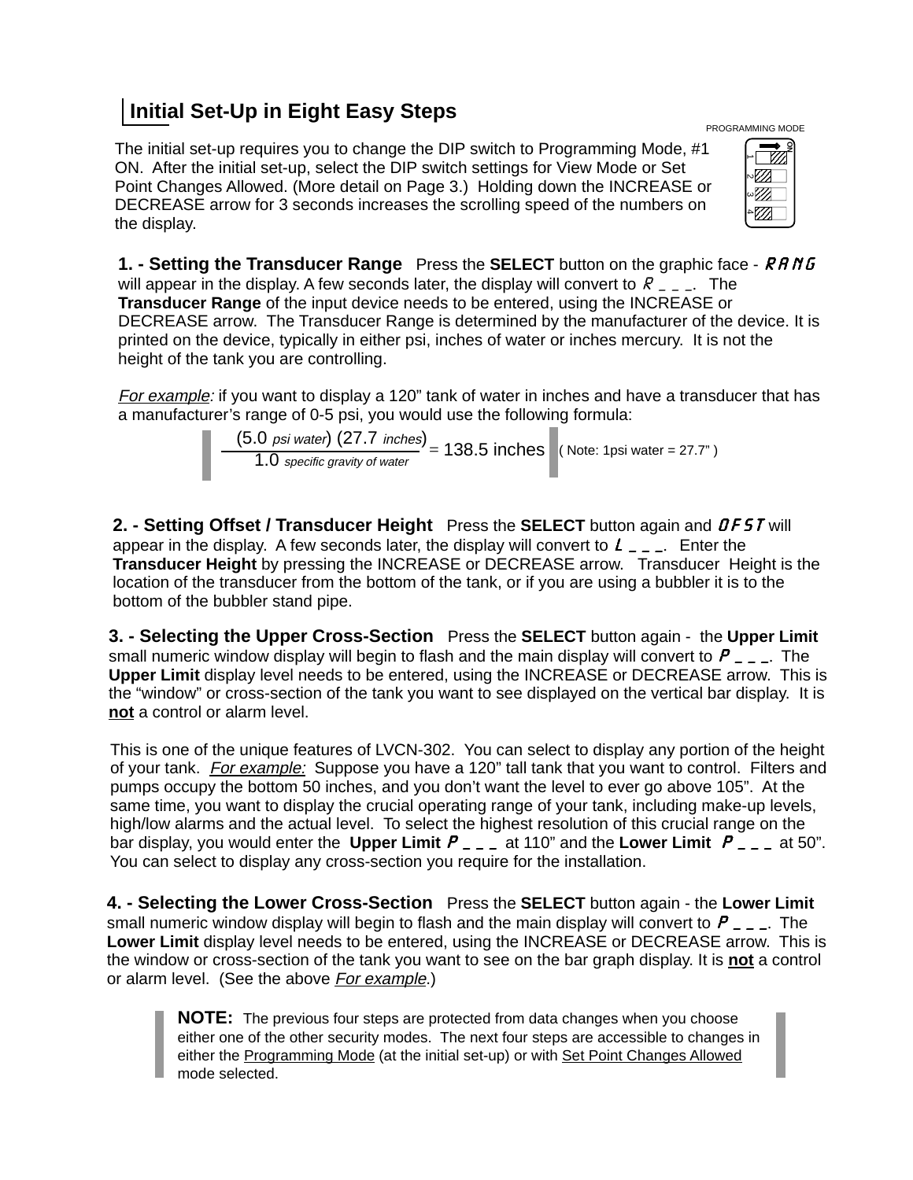## Initial Set-Up in Eight Easy Steps

PROGRAMMING MODE

The initial set-up requires you to change the DIP switch to Programming Mode, #1 ON. After the initial set-up, select the DIP switch settings for View Mode or Set Point Changes Allowed. (More detail on Page 3.) Holding down the INCREASE or DECREASE arrow for 3 seconds increases the scrolling speed of the numbers on the display.

**1. - Setting the Transducer Range** Press the **SELECT** button on the graphic face - *RANG* will appear in the display. A few seconds later, the display will convert to *R _ _ _*. The **Transducer Range** of the input device needs to be entered, using the INCREASE or DECREASE arrow. The Transducer Range is determined by the manufacturer of the device. It is printed on the device, typically in either psi, inches of water or inches mercury. It is not the height of the tank you are controlling.

*For example:* if you want to display a 120" tank of water in inches and have a transducer that has a manufacturer's range of 0-5 psi, you would use the following formula:

$$\frac{(5.0 \text{ psi water})\,(27.7 \text{ inches})}{1.0 \text{ specific gravity of water}} = 138.5 \text{ inches}$$

( Note: 1psi water = 27.7" )

**2. - Setting Offset / Transducer Height** Press the **SELECT** button again and *OFST* will appear in the display. A few seconds later, the display will convert to *L _ _ _*. Enter the **Transducer Height** by pressing the INCREASE or DECREASE arrow. Transducer Height is the location of the transducer from the bottom of the tank, or if you are using a bubbler it is to the bottom of the bubbler stand pipe.

**3. - Selecting the Upper Cross-Section** Press the **SELECT** button again - the **Upper Limit** small numeric window display will begin to flash and the main display will convert to *P _ _ _*. The **Upper Limit** display level needs to be entered, using the INCREASE or DECREASE arrow. This is the "window" or cross-section of the tank you want to see displayed on the vertical bar display. It is **not** a control or alarm level.

This is one of the unique features of LVCN-302. You can select to display any portion of the height of your tank. *For example:* Suppose you have a 120" tall tank that you want to control. Filters and pumps occupy the bottom 50 inches, and you don't want the level to ever go above 105". At the same time, you want to display the crucial operating range of your tank, including make-up levels, high/low alarms and the actual level. To select the highest resolution of this crucial range on the bar display, you would enter the **Upper Limit** *P _ _ _* at 110" and the **Lower Limit** *P _ _ _* at 50". You can select to display any cross-section you require for the installation.

**4. - Selecting the Lower Cross-Section** Press the **SELECT** button again - the **Lower Limit** small numeric window display will begin to flash and the main display will convert to *P _ _ _*. The **Lower Limit** display level needs to be entered, using the INCREASE or DECREASE arrow. This is the window or cross-section of the tank you want to see on the bar graph display. It is **not** a control or alarm level. (See the above *For example*.)

**NOTE:** The previous four steps are protected from data changes when you choose either one of the other security modes. The next four steps are accessible to changes in either the Programming Mode (at the initial set-up) or with Set Point Changes Allowed mode selected.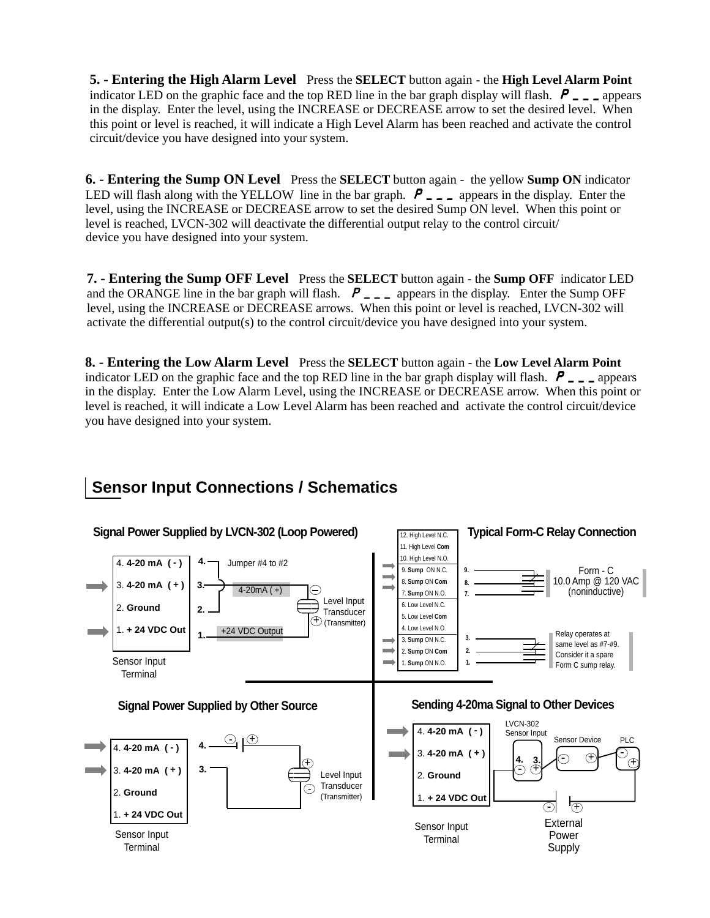**5. - Entering the High Alarm Level** Press the **SELECT** button again - the **High Level Alarm Point** indicator LED on the graphic face and the top RED line in the bar graph display will flash. ***P _ _ _*** appears in the display. Enter the level, using the INCREASE or DECREASE arrow to set the desired level. When this point or level is reached, it will indicate a High Level Alarm has been reached and activate the control circuit/device you have designed into your system.

**6. - Entering the Sump ON Level** Press the **SELECT** button again - the yellow **Sump ON** indicator LED will flash along with the YELLOW line in the bar graph. ***P _ _ _*** appears in the display. Enter the level, using the INCREASE or DECREASE arrow to set the desired Sump ON level. When this point or level is reached, LVCN-302 will deactivate the differential output relay to the control circuit/ device you have designed into your system.

**7. - Entering the Sump OFF Level** Press the **SELECT** button again - the **Sump OFF** indicator LED and the ORANGE line in the bar graph will flash. ***P _ _ _*** appears in the display. Enter the Sump OFF level, using the INCREASE or DECREASE arrows. When this point or level is reached, LVCN-302 will activate the differential output(s) to the control circuit/device you have designed into your system.

**8. - Entering the Low Alarm Level** Press the **SELECT** button again - the **Low Level Alarm Point** indicator LED on the graphic face and the top RED line in the bar graph display will flash. ***P _ _ _*** appears in the display. Enter the Low Alarm Level, using the INCREASE or DECREASE arrow. When this point or level is reached, it will indicate a Low Level Alarm has been reached and activate the control circuit/device you have designed into your system.

## Sensor Input Connections / Schematics

### Signal Power Supplied by LVCN-302 (Loop Powered)

Sensor Input Terminal:
4. **4-20 mA ( - )**
3. **4-20 mA ( + )**
2. **Ground**
1. **+ 24 VDC Out**

Jumper #4 to #2

4-20mA ( +)

+24 VDC Output

Level Input Transducer (Transmitter)

### Typical Form-C Relay Connection

12. High Level N.C.
11. High Level **Com**
10. High Level N.O.
9. **Sump** ON N.C.
8. **Sump** ON **Com**
7. **Sump** ON N.O.
6. Low Level N.C.
5. Low Level **Com**
4. Low Level N.O.
3. **Sump** ON N.C.
2. **Sump** ON **Com**
1. **Sump** ON N.O.

Form - C 10.0 Amp @ 120 VAC (noninductive)

Relay operates at same level as #7-#9. Consider it a spare Form C sump relay.

### Signal Power Supplied by Other Source

Sensor Input Terminal:
4. **4-20 mA ( - )**
3. **4-20 mA ( + )**
2. **Ground**
1. **+ 24 VDC Out**

Level Input Transducer (Transmitter)

### Sending 4-20ma Signal to Other Devices

Sensor Input Terminal:
4. **4-20 mA ( - )**
3. **4-20 mA ( + )**
2. **Ground**
1. **+ 24 VDC Out**

LVCN-302 Sensor Input

Sensor Device

PLC

External Power Supply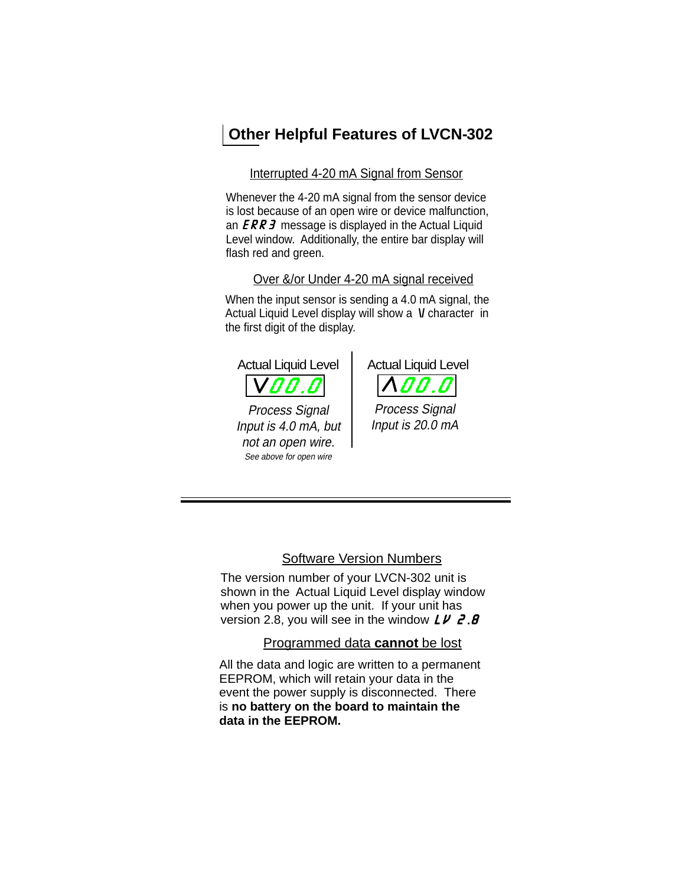# Other Helpful Features of LVCN-302

## Interrupted 4-20 mA Signal from Sensor

Whenever the 4-20 mA signal from the sensor device is lost because of an open wire or device malfunction, an ERR 3 message is displayed in the Actual Liquid Level window. Additionally, the entire bar display will flash red and green.

## Over &/or Under 4-20 mA signal received

When the input sensor is sending a 4.0 mA signal, the Actual Liquid Level display will show a V character in the first digit of the display.

| Actual Liquid Level | Actual Liquid Level |
|---|---|
| V00.0 | Λ00.0 |
| *Process Signal Input is 4.0 mA, but not an open wire.* *See above for open wire* | *Process Signal Input is 20.0 mA* |

---

## Software Version Numbers

The version number of your LVCN-302 unit is shown in the Actual Liquid Level display window when you power up the unit. If your unit has version 2.8, you will see in the window LV 2.8

## Programmed data **cannot** be lost

All the data and logic are written to a permanent EEPROM, which will retain your data in the event the power supply is disconnected. There is **no battery on the board to maintain the data in the EEPROM.**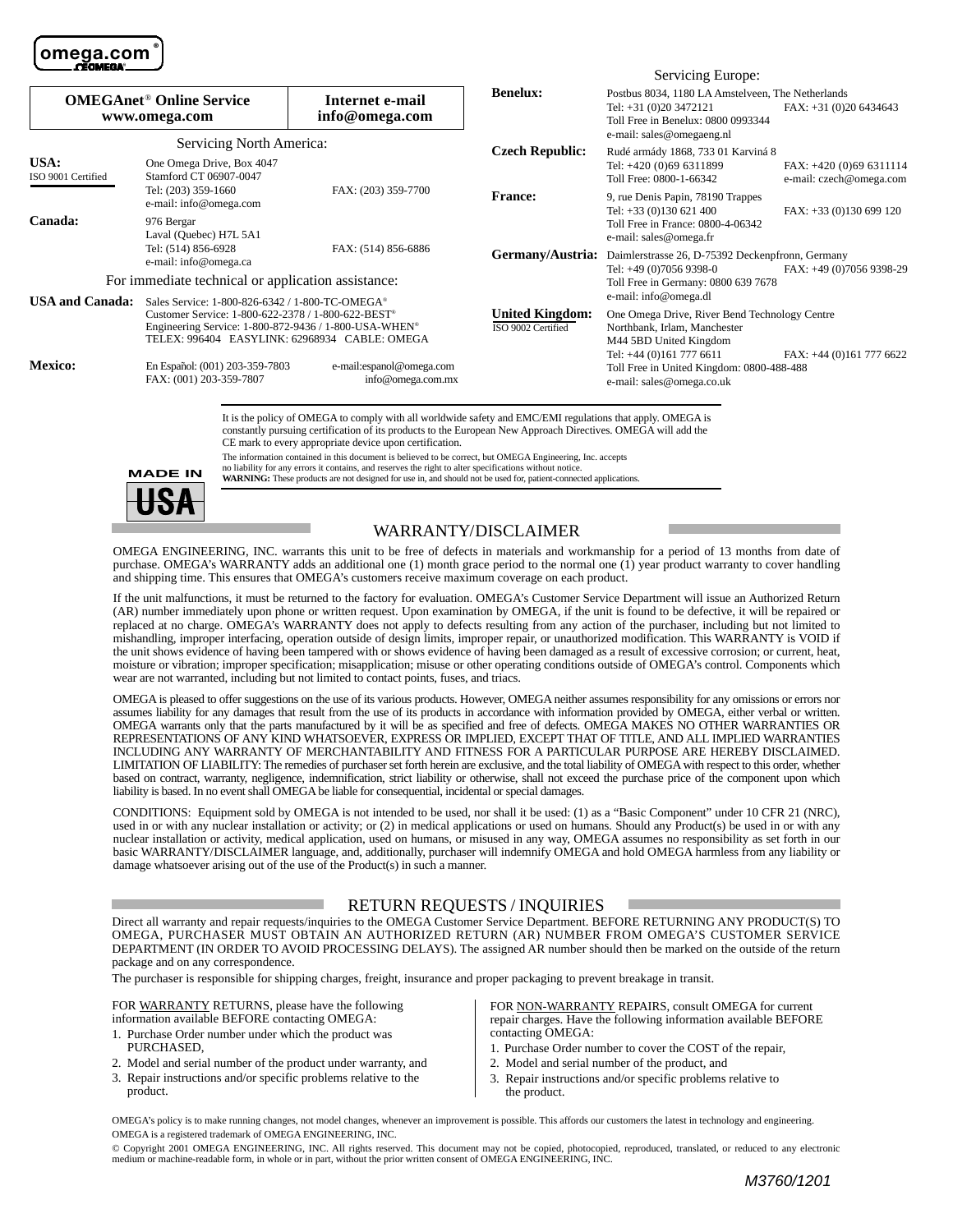omega.com®

| OMEGAnet® Online Service www.omega.com | Internet e-mail info@omega.com |
| --- | --- |

Servicing North America:

**USA:**
ISO 9001 Certified
One Omega Drive, Box 4047
Stamford CT 06907-0047
Tel: (203) 359-1660 FAX: (203) 359-7700
e-mail: info@omega.com

**Canada:**
976 Bergar
Laval (Quebec) H7L 5A1
Tel: (514) 856-6928 FAX: (514) 856-6886
e-mail: info@omega.ca

For immediate technical or application assistance:

**USA and Canada:**
Sales Service: 1-800-826-6342 / 1-800-TC-OMEGA®
Customer Service: 1-800-622-2378 / 1-800-622-BEST®
Engineering Service: 1-800-872-9436 / 1-800-USA-WHEN®
TELEX: 996404 EASYLINK: 62968934 CABLE: OMEGA

**Mexico:**
En Español: (001) 203-359-7803 e-mail:espanol@omega.com
FAX: (001) 203-359-7807 info@omega.com.mx

Servicing Europe:

**Benelux:**
Postbus 8034, 1180 LA Amstelveen, The Netherlands
Tel: +31 (0)20 3472121 FAX: +31 (0)20 6434643
Toll Free in Benelux: 0800 0993344
e-mail: sales@omegaeng.nl

**Czech Republic:**
Rudé armády 1868, 733 01 Karviná 8
Tel: +420 (0)69 6311899 FAX: +420 (0)69 6311114
Toll Free: 0800-1-66342 e-mail: czech@omega.com

**France:**
9, rue Denis Papin, 78190 Trappes
Tel: +33 (0)130 621 400 FAX: +33 (0)130 699 120
Toll Free in France: 0800-4-06342
e-mail: sales@omega.fr

**Germany/Austria:**
Daimlerstrasse 26, D-75392 Deckenpfronn, Germany
Tel: +49 (0)7056 9398-0 FAX: +49 (0)7056 9398-29
Toll Free in Germany: 0800 639 7678
e-mail: info@omega.dl

**United Kingdom:**
ISO 9002 Certified
One Omega Drive, River Bend Technology Centre
Northbank, Irlam, Manchester
M44 5BD United Kingdom
Tel: +44 (0)161 777 6611 FAX: +44 (0)161 777 6622
Toll Free in United Kingdom: 0800-488-488
e-mail: sales@omega.co.uk

It is the policy of OMEGA to comply with all worldwide safety and EMC/EMI regulations that apply. OMEGA is constantly pursuing certification of its products to the European New Approach Directives. OMEGA will add the CE mark to every appropriate device upon certification.

The information contained in this document is believed to be correct, but OMEGA Engineering, Inc. accepts no liability for any errors it contains, and reserves the right to alter specifications without notice.
**WARNING:** These products are not designed for use in, and should not be used for, patient-connected applications.

MADE IN USA

## WARRANTY/DISCLAIMER

OMEGA ENGINEERING, INC. warrants this unit to be free of defects in materials and workmanship for a period of 13 months from date of purchase. OMEGA's WARRANTY adds an additional one (1) month grace period to the normal one (1) year product warranty to cover handling and shipping time. This ensures that OMEGA's customers receive maximum coverage on each product.

If the unit malfunctions, it must be returned to the factory for evaluation. OMEGA's Customer Service Department will issue an Authorized Return (AR) number immediately upon phone or written request. Upon examination by OMEGA, if the unit is found to be defective, it will be repaired or replaced at no charge. OMEGA's WARRANTY does not apply to defects resulting from any action of the purchaser, including but not limited to mishandling, improper interfacing, operation outside of design limits, improper repair, or unauthorized modification. This WARRANTY is VOID if the unit shows evidence of having been tampered with or shows evidence of having been damaged as a result of excessive corrosion; or current, heat, moisture or vibration; improper specification; misapplication; misuse or other operating conditions outside of OMEGA's control. Components which wear are not warranted, including but not limited to contact points, fuses, and triacs.

OMEGA is pleased to offer suggestions on the use of its various products. However, OMEGA neither assumes responsibility for any omissions or errors nor assumes liability for any damages that result from the use of its products in accordance with information provided by OMEGA, either verbal or written. OMEGA warrants only that the parts manufactured by it will be as specified and free of defects. OMEGA MAKES NO OTHER WARRANTIES OR REPRESENTATIONS OF ANY KIND WHATSOEVER, EXPRESS OR IMPLIED, EXCEPT THAT OF TITLE, AND ALL IMPLIED WARRANTIES INCLUDING ANY WARRANTY OF MERCHANTABILITY AND FITNESS FOR A PARTICULAR PURPOSE ARE HEREBY DISCLAIMED. LIMITATION OF LIABILITY: The remedies of purchaser set forth herein are exclusive, and the total liability of OMEGA with respect to this order, whether based on contract, warranty, negligence, indemnification, strict liability or otherwise, shall not exceed the purchase price of the component upon which liability is based. In no event shall OMEGA be liable for consequential, incidental or special damages.

CONDITIONS: Equipment sold by OMEGA is not intended to be used, nor shall it be used: (1) as a "Basic Component" under 10 CFR 21 (NRC), used in or with any nuclear installation or activity; or (2) in medical applications or used on humans. Should any Product(s) be used in or with any nuclear installation or activity, medical application, used on humans, or misused in any way, OMEGA assumes no responsibility as set forth in our basic WARRANTY/DISCLAIMER language, and, additionally, purchaser will indemnify OMEGA and hold OMEGA harmless from any liability or damage whatsoever arising out of the use of the Product(s) in such a manner.

## RETURN REQUESTS / INQUIRIES

Direct all warranty and repair requests/inquiries to the OMEGA Customer Service Department. BEFORE RETURNING ANY PRODUCT(S) TO OMEGA, PURCHASER MUST OBTAIN AN AUTHORIZED RETURN (AR) NUMBER FROM OMEGA'S CUSTOMER SERVICE DEPARTMENT (IN ORDER TO AVOID PROCESSING DELAYS). The assigned AR number should then be marked on the outside of the return package and on any correspondence.

The purchaser is responsible for shipping charges, freight, insurance and proper packaging to prevent breakage in transit.

FOR WARRANTY RETURNS, please have the following information available BEFORE contacting OMEGA:

1. Purchase Order number under which the product was PURCHASED,
2. Model and serial number of the product under warranty, and
3. Repair instructions and/or specific problems relative to the product.

FOR NON-WARRANTY REPAIRS, consult OMEGA for current repair charges. Have the following information available BEFORE contacting OMEGA:

1. Purchase Order number to cover the COST of the repair,
2. Model and serial number of the product, and
3. Repair instructions and/or specific problems relative to the product.

OMEGA's policy is to make running changes, not model changes, whenever an improvement is possible. This affords our customers the latest in technology and engineering.

OMEGA is a registered trademark of OMEGA ENGINEERING, INC.

© Copyright 2001 OMEGA ENGINEERING, INC. All rights reserved. This document may not be copied, photocopied, reproduced, translated, or reduced to any electronic medium or machine-readable form, in whole or in part, without the prior written consent of OMEGA ENGINEERING, INC.

*M3760/1201*